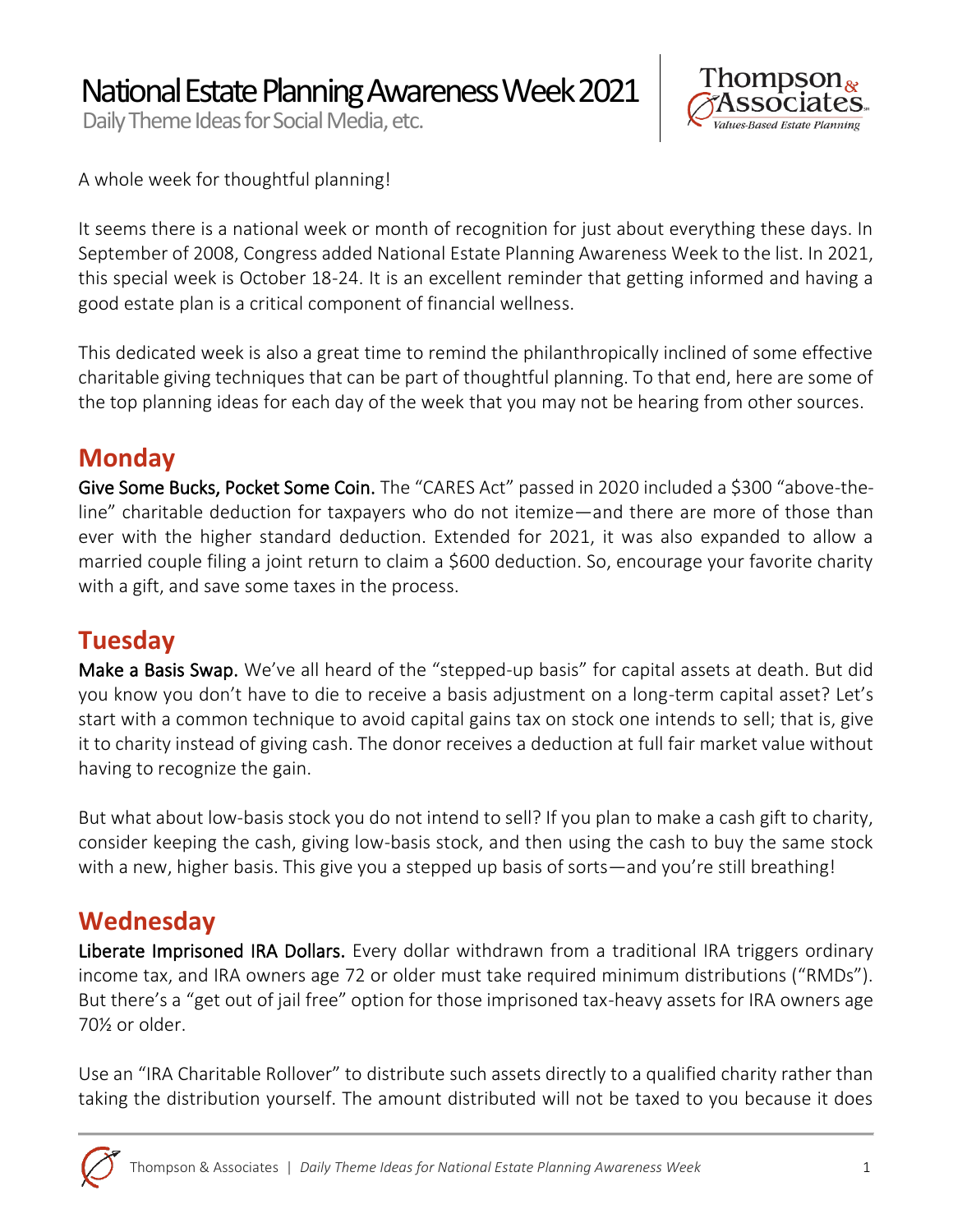# National Estate Planning Awareness Week 2021

Daily Theme Ideas for Social Media, etc.

A whole week for thoughtful planning!

It seems there is a national week or month of recognition for just about everything these days. In September of 2008, Congress added National Estate Planning Awareness Week to the list. In 2021, this special week is October 18-24. It is an excellent reminder that getting informed and having a good estate plan is a critical component of financial wellness.

This dedicated week is also a great time to remind the philanthropically inclined of some effective charitable giving techniques that can be part of thoughtful planning. To that end, here are some of the top planning ideas for each day of the week that you may not be hearing from other sources.

## Monday

**Give Some Bucks, Pocket Some Coin.** The "CARES Act" passed in 2020 included a $300 "above-the-line" charitable deduction for taxpayers who do not itemize—and there are more of those than ever with the higher standard deduction. Extended for 2021, it was also expanded to allow a married couple filing a joint return to claim a $600 deduction. So, encourage your favorite charity with a gift, and save some taxes in the process.

## Tuesday

**Make a Basis Swap.** We've all heard of the "stepped-up basis" for capital assets at death. But did you know you don't have to die to receive a basis adjustment on a long-term capital asset? Let's start with a common technique to avoid capital gains tax on stock one intends to sell; that is, give it to charity instead of giving cash. The donor receives a deduction at full fair market value without having to recognize the gain.

But what about low-basis stock you do not intend to sell? If you plan to make a cash gift to charity, consider keeping the cash, giving low-basis stock, and then using the cash to buy the same stock with a new, higher basis. This give you a stepped up basis of sorts—and you're still breathing!

## Wednesday

**Liberate Imprisoned IRA Dollars.** Every dollar withdrawn from a traditional IRA triggers ordinary income tax, and IRA owners age 72 or older must take required minimum distributions ("RMDs"). But there's a "get out of jail free" option for those imprisoned tax-heavy assets for IRA owners age 70½ or older.

Use an "IRA Charitable Rollover" to distribute such assets directly to a qualified charity rather than taking the distribution yourself. The amount distributed will not be taxed to you because it does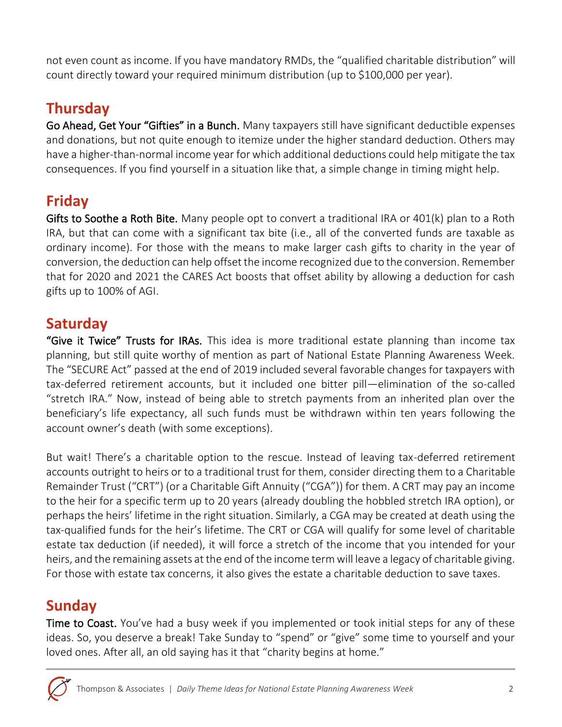not even count as income. If you have mandatory RMDs, the "qualified charitable distribution" will count directly toward your required minimum distribution (up to $100,000 per year).

## Thursday

**Go Ahead, Get Your "Gifties" in a Bunch.** Many taxpayers still have significant deductible expenses and donations, but not quite enough to itemize under the higher standard deduction. Others may have a higher-than-normal income year for which additional deductions could help mitigate the tax consequences. If you find yourself in a situation like that, a simple change in timing might help.

## Friday

**Gifts to Soothe a Roth Bite.** Many people opt to convert a traditional IRA or 401(k) plan to a Roth IRA, but that can come with a significant tax bite (i.e., all of the converted funds are taxable as ordinary income). For those with the means to make larger cash gifts to charity in the year of conversion, the deduction can help offset the income recognized due to the conversion. Remember that for 2020 and 2021 the CARES Act boosts that offset ability by allowing a deduction for cash gifts up to 100% of AGI.

## Saturday

**"Give it Twice" Trusts for IRAs.** This idea is more traditional estate planning than income tax planning, but still quite worthy of mention as part of National Estate Planning Awareness Week. The "SECURE Act" passed at the end of 2019 included several favorable changes for taxpayers with tax-deferred retirement accounts, but it included one bitter pill—elimination of the so-called "stretch IRA." Now, instead of being able to stretch payments from an inherited plan over the beneficiary's life expectancy, all such funds must be withdrawn within ten years following the account owner's death (with some exceptions).

But wait! There's a charitable option to the rescue. Instead of leaving tax-deferred retirement accounts outright to heirs or to a traditional trust for them, consider directing them to a Charitable Remainder Trust ("CRT") (or a Charitable Gift Annuity ("CGA")) for them. A CRT may pay an income to the heir for a specific term up to 20 years (already doubling the hobbled stretch IRA option), or perhaps the heirs' lifetime in the right situation. Similarly, a CGA may be created at death using the tax-qualified funds for the heir's lifetime. The CRT or CGA will qualify for some level of charitable estate tax deduction (if needed), it will force a stretch of the income that you intended for your heirs, and the remaining assets at the end of the income term will leave a legacy of charitable giving. For those with estate tax concerns, it also gives the estate a charitable deduction to save taxes.

## Sunday

**Time to Coast.** You've had a busy week if you implemented or took initial steps for any of these ideas. So, you deserve a break! Take Sunday to "spend" or "give" some time to yourself and your loved ones. After all, an old saying has it that "charity begins at home."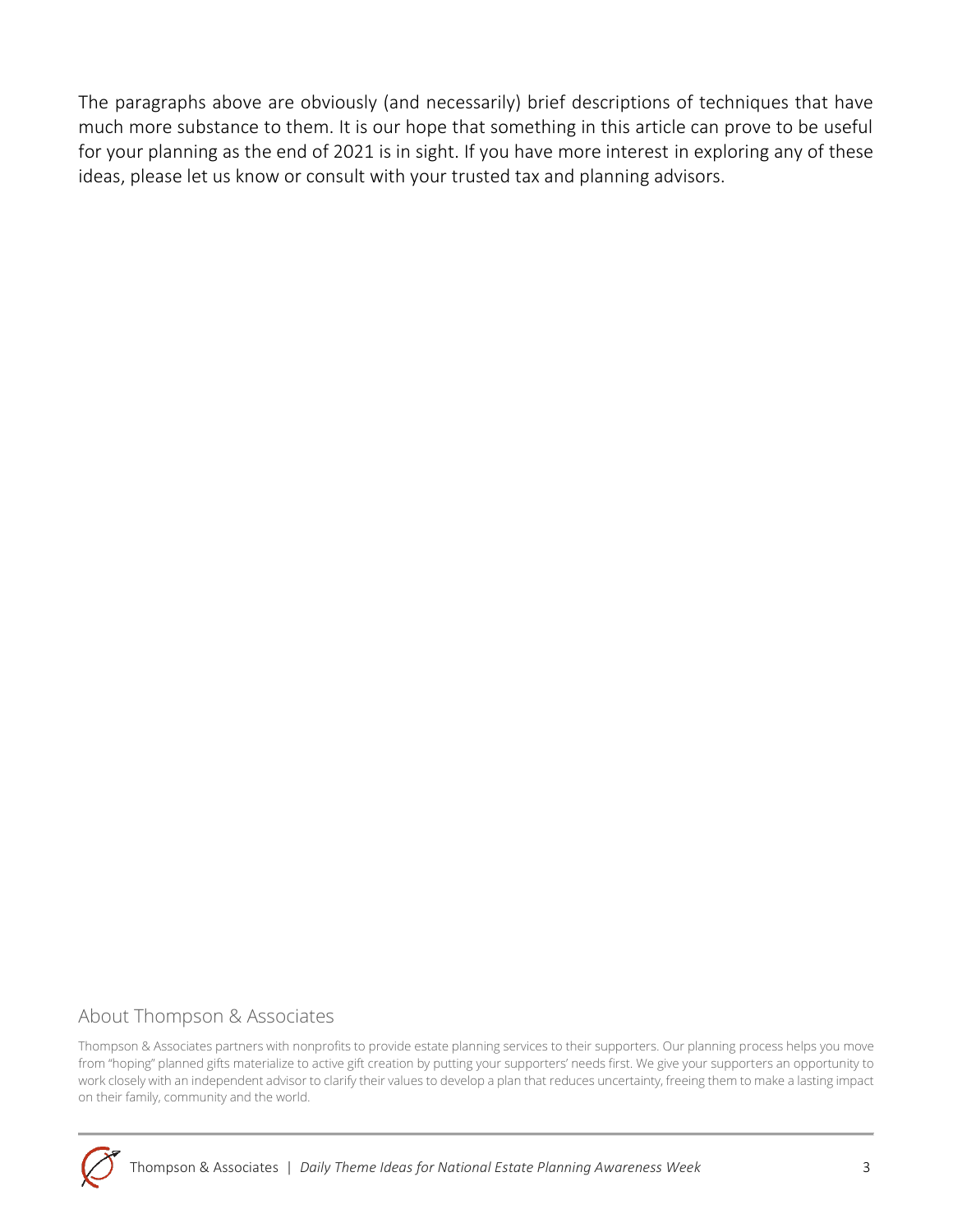The paragraphs above are obviously (and necessarily) brief descriptions of techniques that have much more substance to them. It is our hope that something in this article can prove to be useful for your planning as the end of 2021 is in sight. If you have more interest in exploring any of these ideas, please let us know or consult with your trusted tax and planning advisors.

## About Thompson & Associates

Thompson & Associates partners with nonprofits to provide estate planning services to their supporters. Our planning process helps you move from "hoping" planned gifts materialize to active gift creation by putting your supporters' needs first. We give your supporters an opportunity to work closely with an independent advisor to clarify their values to develop a plan that reduces uncertainty, freeing them to make a lasting impact on their family, community and the world.